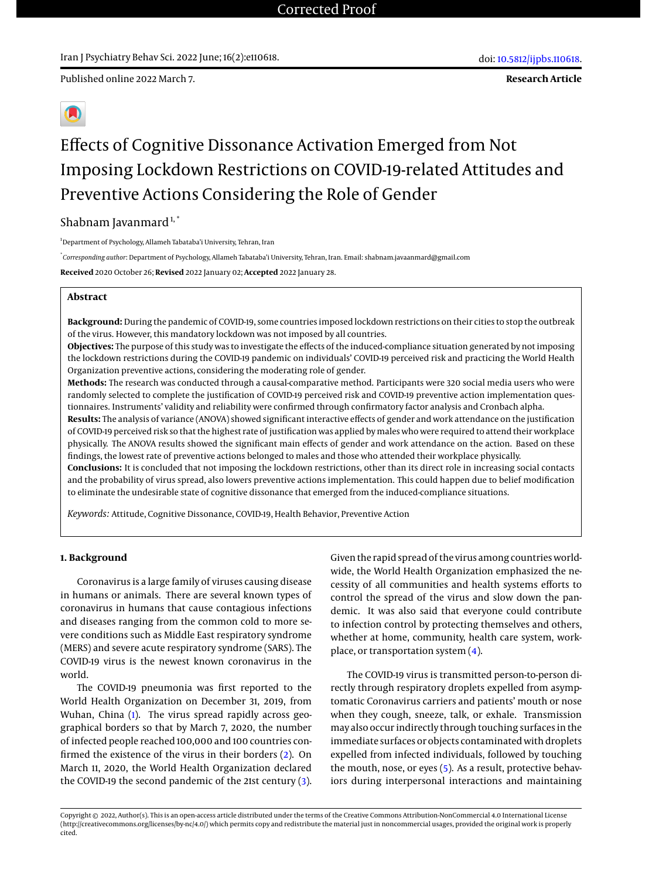Published online 2022 March 7.

**Research Article**

# Effects of Cognitive Dissonance Activation Emerged from Not Imposing Lockdown Restrictions on COVID-19-related Attitudes and Preventive Actions Considering the Role of Gender

Shabnam Javanmard[1, *]

[1]Department of Psychology, Allameh Tabataba'i University, Tehran, Iran

[*]*Corresponding author*: Department of Psychology, Allameh Tabataba'i University, Tehran, Iran. Email: shabnam.javaanmard@gmail.com

**Received** 2020 October 26; **Revised** 2022 January 02; **Accepted** 2022 January 28.

## Abstract

**Background:** During the pandemic of COVID-19, some countries imposed lockdown restrictions on their cities to stop the outbreak of the virus. However, this mandatory lockdown was not imposed by all countries.

**Objectives:** The purpose of this study was to investigate the effects of the induced-compliance situation generated by not imposing the lockdown restrictions during the COVID-19 pandemic on individuals' COVID-19 perceived risk and practicing the World Health Organization preventive actions, considering the moderating role of gender.

**Methods:** The research was conducted through a causal-comparative method. Participants were 320 social media users who were randomly selected to complete the justification of COVID-19 perceived risk and COVID-19 preventive action implementation questionnaires. Instruments' validity and reliability were confirmed through confirmatory factor analysis and Cronbach alpha.

**Results:** The analysis of variance (ANOVA) showed significant interactive effects of gender and work attendance on the justification of COVID-19 perceived risk so that the highest rate of justification was applied by males who were required to attend their workplace physically. The ANOVA results showed the significant main effects of gender and work attendance on the action. Based on these findings, the lowest rate of preventive actions belonged to males and those who attended their workplace physically.

**Conclusions:** It is concluded that not imposing the lockdown restrictions, other than its direct role in increasing social contacts and the probability of virus spread, also lowers preventive actions implementation. This could happen due to belief modification to eliminate the undesirable state of cognitive dissonance that emerged from the induced-compliance situations.

*Keywords:* Attitude, Cognitive Dissonance, COVID-19, Health Behavior, Preventive Action

## 1. Background

Coronavirus is a large family of viruses causing disease in humans or animals. There are several known types of coronavirus in humans that cause contagious infections and diseases ranging from the common cold to more severe conditions such as Middle East respiratory syndrome (MERS) and severe acute respiratory syndrome (SARS). The COVID-19 virus is the newest known coronavirus in the world.

The COVID-19 pneumonia was first reported to the World Health Organization on December 31, 2019, from Wuhan, China (1). The virus spread rapidly across geographical borders so that by March 7, 2020, the number of infected people reached 100,000 and 100 countries confirmed the existence of the virus in their borders (2). On March 11, 2020, the World Health Organization declared the COVID-19 the second pandemic of the 21st century (3). Given the rapid spread of the virus among countries worldwide, the World Health Organization emphasized the necessity of all communities and health systems efforts to control the spread of the virus and slow down the pandemic. It was also said that everyone could contribute to infection control by protecting themselves and others, whether at home, community, health care system, workplace, or transportation system (4).

The COVID-19 virus is transmitted person-to-person directly through respiratory droplets expelled from asymptomatic Coronavirus carriers and patients' mouth or nose when they cough, sneeze, talk, or exhale. Transmission may also occur indirectly through touching surfaces in the immediate surfaces or objects contaminated with droplets expelled from infected individuals, followed by touching the mouth, nose, or eyes (5). As a result, protective behaviors during interpersonal interactions and maintaining

Copyright © 2022, Author(s). This is an open-access article distributed under the terms of the Creative Commons Attribution-NonCommercial 4.0 International License (http://creativecommons.org/licenses/by-nc/4.0/) which permits copy and redistribute the material just in noncommercial usages, provided the original work is properly cited.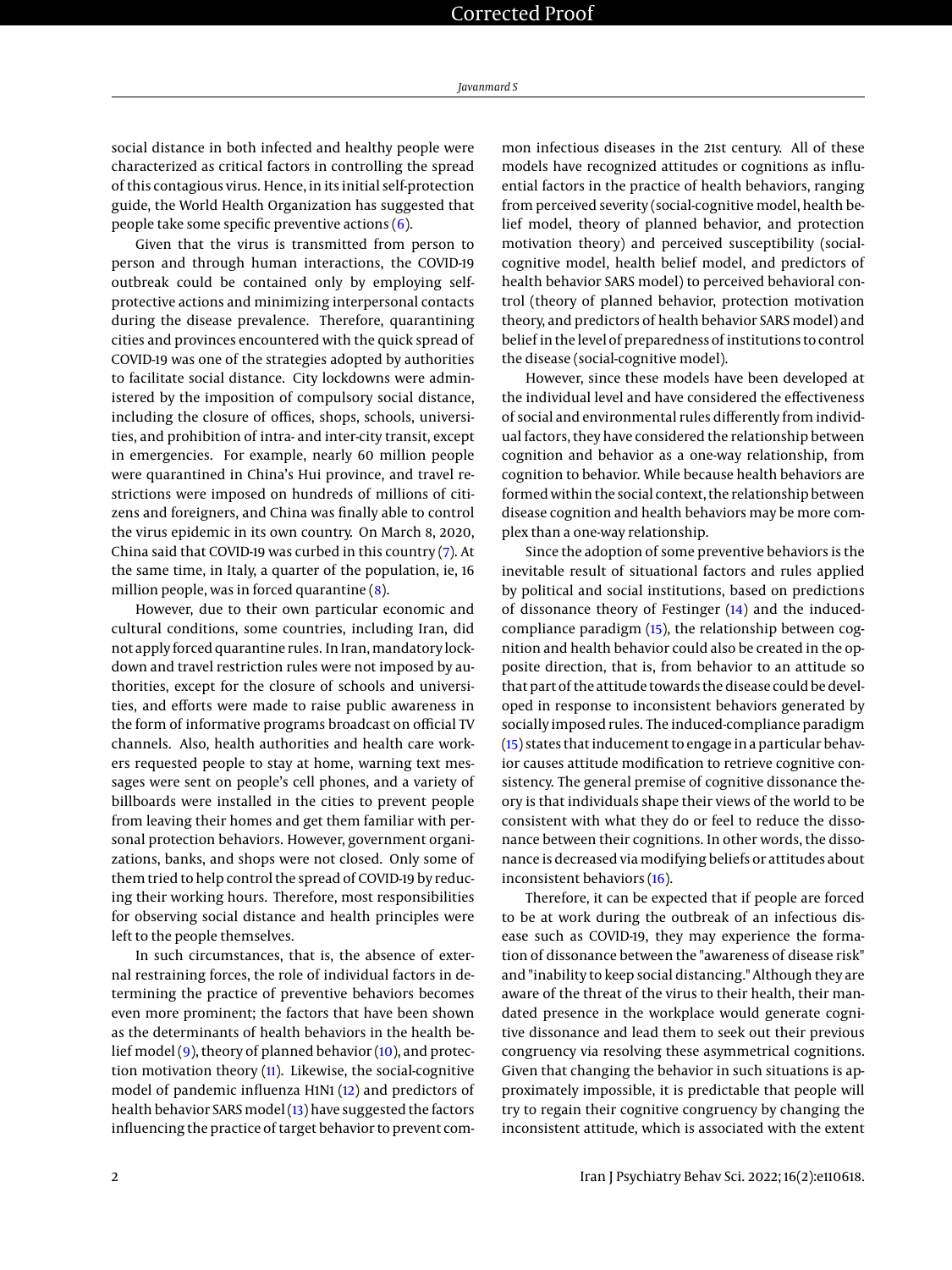social distance in both infected and healthy people were characterized as critical factors in controlling the spread of this contagious virus. Hence, in its initial self-protection guide, the World Health Organization has suggested that people take some specific preventive actions (6).

Given that the virus is transmitted from person to person and through human interactions, the COVID-19 outbreak could be contained only by employing self-protective actions and minimizing interpersonal contacts during the disease prevalence. Therefore, quarantining cities and provinces encountered with the quick spread of COVID-19 was one of the strategies adopted by authorities to facilitate social distance. City lockdowns were administered by the imposition of compulsory social distance, including the closure of offices, shops, schools, universities, and prohibition of intra- and inter-city transit, except in emergencies. For example, nearly 60 million people were quarantined in China's Hui province, and travel restrictions were imposed on hundreds of millions of citizens and foreigners, and China was finally able to control the virus epidemic in its own country. On March 8, 2020, China said that COVID-19 was curbed in this country (7). At the same time, in Italy, a quarter of the population, ie, 16 million people, was in forced quarantine (8).

However, due to their own particular economic and cultural conditions, some countries, including Iran, did not apply forced quarantine rules. In Iran, mandatory lockdown and travel restriction rules were not imposed by authorities, except for the closure of schools and universities, and efforts were made to raise public awareness in the form of informative programs broadcast on official TV channels. Also, health authorities and health care workers requested people to stay at home, warning text messages were sent on people's cell phones, and a variety of billboards were installed in the cities to prevent people from leaving their homes and get them familiar with personal protection behaviors. However, government organizations, banks, and shops were not closed. Only some of them tried to help control the spread of COVID-19 by reducing their working hours. Therefore, most responsibilities for observing social distance and health principles were left to the people themselves.

In such circumstances, that is, the absence of external restraining forces, the role of individual factors in determining the practice of preventive behaviors becomes even more prominent; the factors that have been shown as the determinants of health behaviors in the health belief model (9), theory of planned behavior (10), and protection motivation theory (11). Likewise, the social-cognitive model of pandemic influenza H1N1 (12) and predictors of health behavior SARS model (13) have suggested the factors influencing the practice of target behavior to prevent common infectious diseases in the 21st century. All of these models have recognized attitudes or cognitions as influential factors in the practice of health behaviors, ranging from perceived severity (social-cognitive model, health belief model, theory of planned behavior, and protection motivation theory) and perceived susceptibility (social-cognitive model, health belief model, and predictors of health behavior SARS model) to perceived behavioral control (theory of planned behavior, protection motivation theory, and predictors of health behavior SARS model) and belief in the level of preparedness of institutions to control the disease (social-cognitive model).

However, since these models have been developed at the individual level and have considered the effectiveness of social and environmental rules differently from individual factors, they have considered the relationship between cognition and behavior as a one-way relationship, from cognition to behavior. While because health behaviors are formed within the social context, the relationship between disease cognition and health behaviors may be more complex than a one-way relationship.

Since the adoption of some preventive behaviors is the inevitable result of situational factors and rules applied by political and social institutions, based on predictions of dissonance theory of Festinger (14) and the induced-compliance paradigm (15), the relationship between cognition and health behavior could also be created in the opposite direction, that is, from behavior to an attitude so that part of the attitude towards the disease could be developed in response to inconsistent behaviors generated by socially imposed rules. The induced-compliance paradigm (15) states that inducement to engage in a particular behavior causes attitude modification to retrieve cognitive consistency. The general premise of cognitive dissonance theory is that individuals shape their views of the world to be consistent with what they do or feel to reduce the dissonance between their cognitions. In other words, the dissonance is decreased via modifying beliefs or attitudes about inconsistent behaviors (16).

Therefore, it can be expected that if people are forced to be at work during the outbreak of an infectious disease such as COVID-19, they may experience the formation of dissonance between the "awareness of disease risk" and "inability to keep social distancing." Although they are aware of the threat of the virus to their health, their mandated presence in the workplace would generate cognitive dissonance and lead them to seek out their previous congruency via resolving these asymmetrical cognitions. Given that changing the behavior in such situations is approximately impossible, it is predictable that people will try to regain their cognitive congruency by changing the inconsistent attitude, which is associated with the extent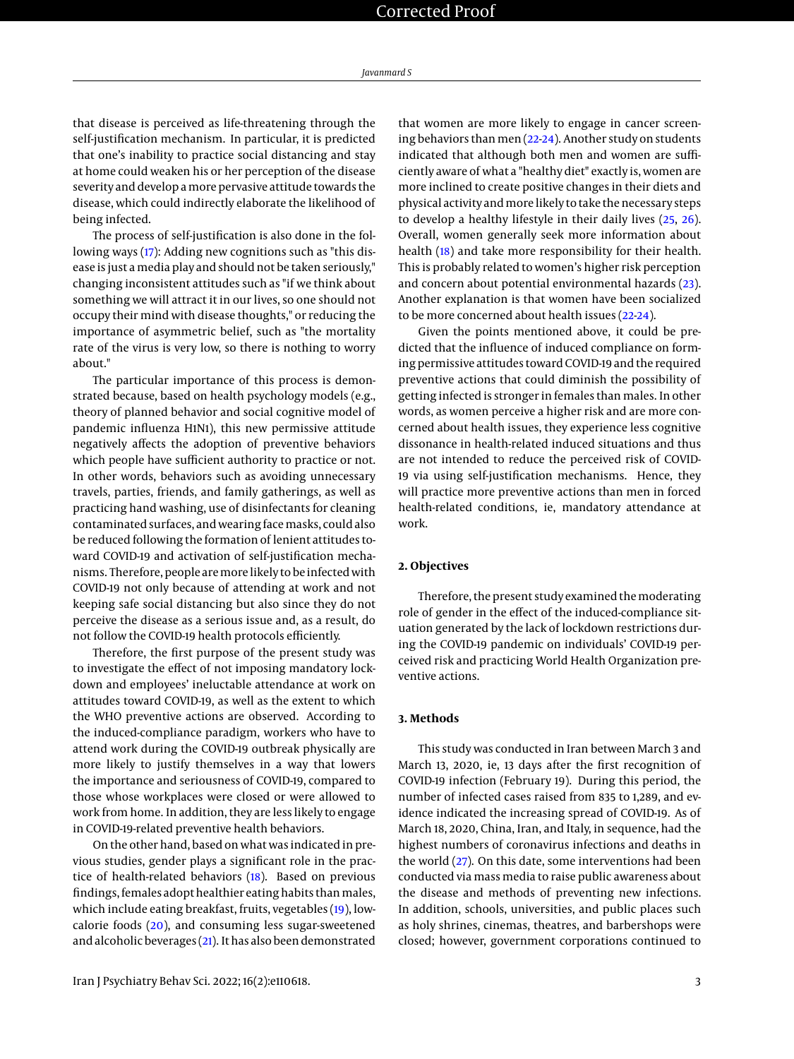that disease is perceived as life-threatening through the self-justification mechanism. In particular, it is predicted that one's inability to practice social distancing and stay at home could weaken his or her perception of the disease severity and develop a more pervasive attitude towards the disease, which could indirectly elaborate the likelihood of being infected.

The process of self-justification is also done in the following ways (17): Adding new cognitions such as "this disease is just a media play and should not be taken seriously," changing inconsistent attitudes such as "if we think about something we will attract it in our lives, so one should not occupy their mind with disease thoughts," or reducing the importance of asymmetric belief, such as "the mortality rate of the virus is very low, so there is nothing to worry about."

The particular importance of this process is demonstrated because, based on health psychology models (e.g., theory of planned behavior and social cognitive model of pandemic influenza H1N1), this new permissive attitude negatively affects the adoption of preventive behaviors which people have sufficient authority to practice or not. In other words, behaviors such as avoiding unnecessary travels, parties, friends, and family gatherings, as well as practicing hand washing, use of disinfectants for cleaning contaminated surfaces, and wearing face masks, could also be reduced following the formation of lenient attitudes toward COVID-19 and activation of self-justification mechanisms. Therefore, people are more likely to be infected with COVID-19 not only because of attending at work and not keeping safe social distancing but also since they do not perceive the disease as a serious issue and, as a result, do not follow the COVID-19 health protocols efficiently.

Therefore, the first purpose of the present study was to investigate the effect of not imposing mandatory lockdown and employees' ineluctable attendance at work on attitudes toward COVID-19, as well as the extent to which the WHO preventive actions are observed. According to the induced-compliance paradigm, workers who have to attend work during the COVID-19 outbreak physically are more likely to justify themselves in a way that lowers the importance and seriousness of COVID-19, compared to those whose workplaces were closed or were allowed to work from home. In addition, they are less likely to engage in COVID-19-related preventive health behaviors.

On the other hand, based on what was indicated in previous studies, gender plays a significant role in the practice of health-related behaviors (18). Based on previous findings, females adopt healthier eating habits than males, which include eating breakfast, fruits, vegetables (19), low-calorie foods (20), and consuming less sugar-sweetened and alcoholic beverages (21). It has also been demonstrated that women are more likely to engage in cancer screening behaviors than men (22-24). Another study on students indicated that although both men and women are sufficiently aware of what a "healthy diet" exactly is, women are more inclined to create positive changes in their diets and physical activity and more likely to take the necessary steps to develop a healthy lifestyle in their daily lives (25, 26). Overall, women generally seek more information about health (18) and take more responsibility for their health. This is probably related to women's higher risk perception and concern about potential environmental hazards (23). Another explanation is that women have been socialized to be more concerned about health issues (22-24).

Given the points mentioned above, it could be predicted that the influence of induced compliance on forming permissive attitudes toward COVID-19 and the required preventive actions that could diminish the possibility of getting infected is stronger in females than males. In other words, as women perceive a higher risk and are more concerned about health issues, they experience less cognitive dissonance in health-related induced situations and thus are not intended to reduce the perceived risk of COVID-19 via using self-justification mechanisms. Hence, they will practice more preventive actions than men in forced health-related conditions, ie, mandatory attendance at work.

## 2. Objectives

Therefore, the present study examined the moderating role of gender in the effect of the induced-compliance situation generated by the lack of lockdown restrictions during the COVID-19 pandemic on individuals' COVID-19 perceived risk and practicing World Health Organization preventive actions.

## 3. Methods

This study was conducted in Iran between March 3 and March 13, 2020, ie, 13 days after the first recognition of COVID-19 infection (February 19). During this period, the number of infected cases raised from 835 to 1,289, and evidence indicated the increasing spread of COVID-19. As of March 18, 2020, China, Iran, and Italy, in sequence, had the highest numbers of coronavirus infections and deaths in the world (27). On this date, some interventions had been conducted via mass media to raise public awareness about the disease and methods of preventing new infections. In addition, schools, universities, and public places such as holy shrines, cinemas, theatres, and barbershops were closed; however, government corporations continued to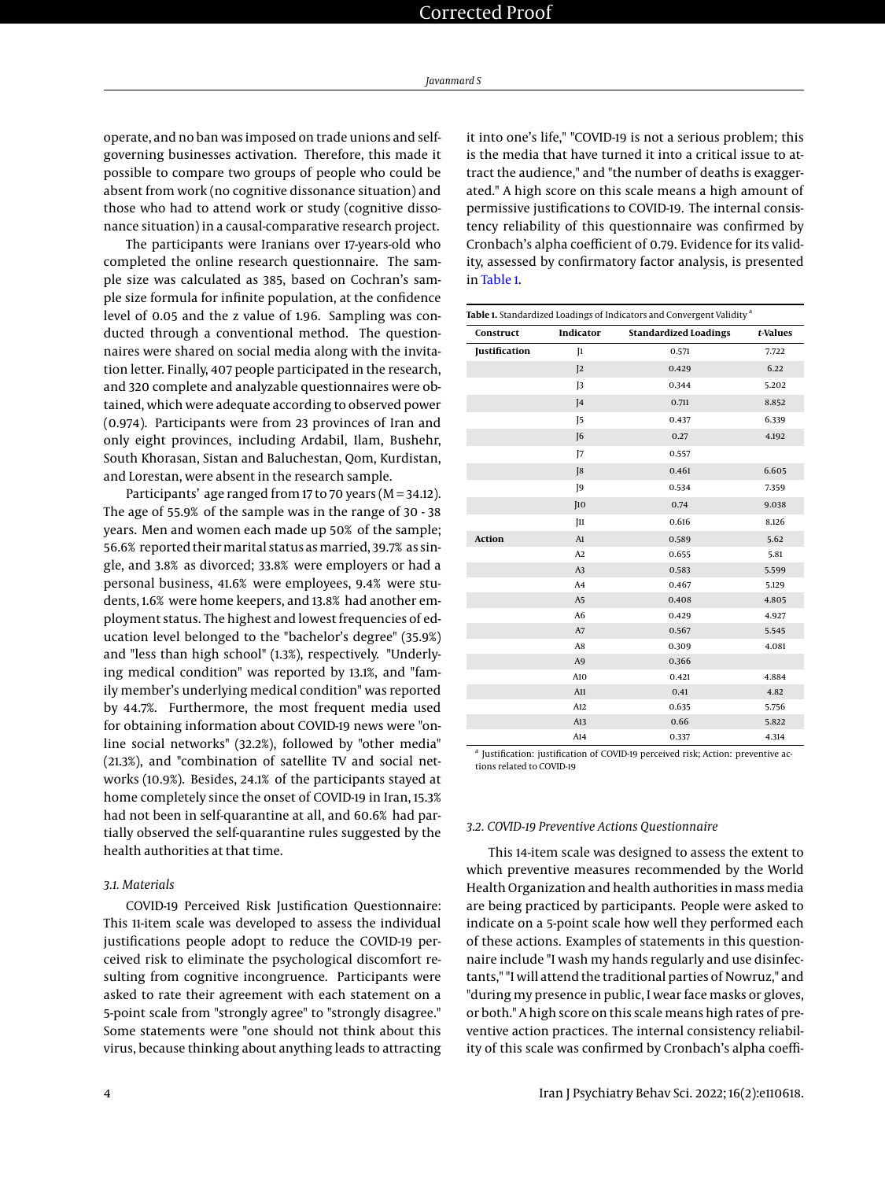operate, and no ban was imposed on trade unions and self-governing businesses activation. Therefore, this made it possible to compare two groups of people who could be absent from work (no cognitive dissonance situation) and those who had to attend work or study (cognitive dissonance situation) in a causal-comparative research project.

The participants were Iranians over 17-years-old who completed the online research questionnaire. The sample size was calculated as 385, based on Cochran's sample size formula for infinite population, at the confidence level of 0.05 and the z value of 1.96. Sampling was conducted through a conventional method. The questionnaires were shared on social media along with the invitation letter. Finally, 407 people participated in the research, and 320 complete and analyzable questionnaires were obtained, which were adequate according to observed power (0.974). Participants were from 23 provinces of Iran and only eight provinces, including Ardabil, Ilam, Bushehr, South Khorasan, Sistan and Baluchestan, Qom, Kurdistan, and Lorestan, were absent in the research sample.

Participants' age ranged from 17 to 70 years (M = 34.12). The age of 55.9% of the sample was in the range of 30 - 38 years. Men and women each made up 50% of the sample; 56.6% reported their marital status as married, 39.7% as single, and 3.8% as divorced; 33.8% were employers or had a personal business, 41.6% were employees, 9.4% were students, 1.6% were home keepers, and 13.8% had another employment status. The highest and lowest frequencies of education level belonged to the "bachelor's degree" (35.9%) and "less than high school" (1.3%), respectively. "Underlying medical condition" was reported by 13.1%, and "family member's underlying medical condition" was reported by 44.7%. Furthermore, the most frequent media used for obtaining information about COVID-19 news were "online social networks" (32.2%), followed by "other media" (21.3%), and "combination of satellite TV and social networks (10.9%). Besides, 24.1% of the participants stayed at home completely since the onset of COVID-19 in Iran, 15.3% had not been in self-quarantine at all, and 60.6% had partially observed the self-quarantine rules suggested by the health authorities at that time.

### 3.1. Materials

COVID-19 Perceived Risk Justification Questionnaire: This 11-item scale was developed to assess the individual justifications people adopt to reduce the COVID-19 perceived risk to eliminate the psychological discomfort resulting from cognitive incongruence. Participants were asked to rate their agreement with each statement on a 5-point scale from "strongly agree" to "strongly disagree." Some statements were "one should not think about this virus, because thinking about anything leads to attracting it into one's life," "COVID-19 is not a serious problem; this is the media that have turned it into a critical issue to attract the audience," and "the number of deaths is exaggerated." A high score on this scale means a high amount of permissive justifications to COVID-19. The internal consistency reliability of this questionnaire was confirmed by Cronbach's alpha coefficient of 0.79. Evidence for its validity, assessed by confirmatory factor analysis, is presented in Table 1.

**Table 1.** Standardized Loadings of Indicators and Convergent Validity [a]

| Construct | Indicator | Standardized Loadings | *t*-Values |
|---|---|---|---|
| **Justification** | J1 | 0.571 | 7.722 |
| | J2 | 0.429 | 6.22 |
| | J3 | 0.344 | 5.202 |
| | J4 | 0.711 | 8.852 |
| | J5 | 0.437 | 6.339 |
| | J6 | 0.27 | 4.192 |
| | J7 | 0.557 | |
| | J8 | 0.461 | 6.605 |
| | J9 | 0.534 | 7.359 |
| | J10 | 0.74 | 9.038 |
| | J11 | 0.616 | 8.126 |
| **Action** | A1 | 0.589 | 5.62 |
| | A2 | 0.655 | 5.81 |
| | A3 | 0.583 | 5.599 |
| | A4 | 0.467 | 5.129 |
| | A5 | 0.408 | 4.805 |
| | A6 | 0.429 | 4.927 |
| | A7 | 0.567 | 5.545 |
| | A8 | 0.309 | 4.081 |
| | A9 | 0.366 | |
| | A10 | 0.421 | 4.884 |
| | A11 | 0.41 | 4.82 |
| | A12 | 0.635 | 5.756 |
| | A13 | 0.66 | 5.822 |
| | A14 | 0.337 | 4.314 |

[a] Justification: justification of COVID-19 perceived risk; Action: preventive actions related to COVID-19

### 3.2. COVID-19 Preventive Actions Questionnaire

This 14-item scale was designed to assess the extent to which preventive measures recommended by the World Health Organization and health authorities in mass media are being practiced by participants. People were asked to indicate on a 5-point scale how well they performed each of these actions. Examples of statements in this questionnaire include "I wash my hands regularly and use disinfectants," "I will attend the traditional parties of Nowruz," and "during my presence in public, I wear face masks or gloves, or both." A high score on this scale means high rates of preventive action practices. The internal consistency reliability of this scale was confirmed by Cronbach's alpha coeffi-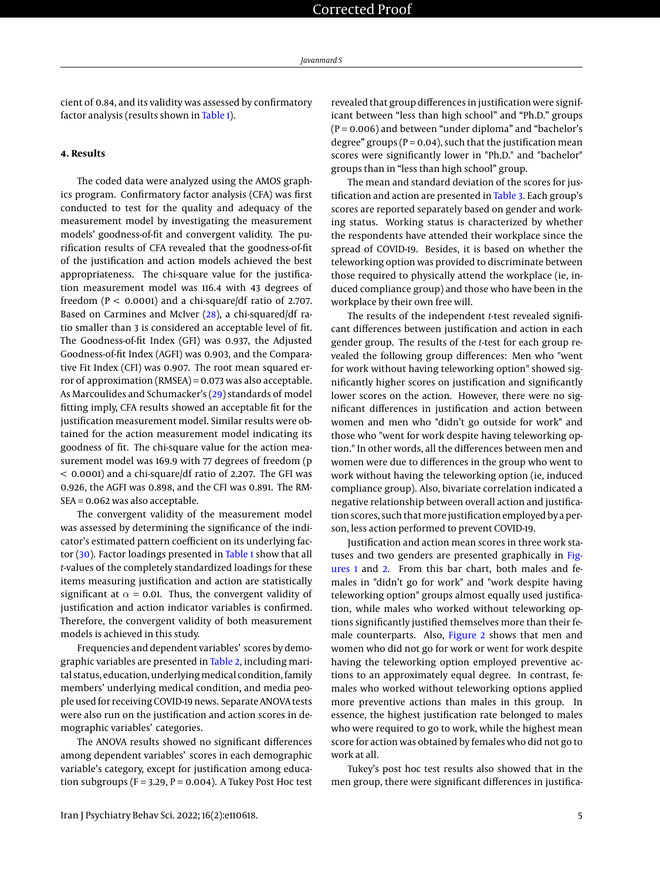cient of 0.84, and its validity was assessed by confirmatory factor analysis (results shown in Table 1).

## 4. Results

The coded data were analyzed using the AMOS graphics program. Confirmatory factor analysis (CFA) was first conducted to test for the quality and adequacy of the measurement model by investigating the measurement models' goodness-of-fit and convergent validity. The purification results of CFA revealed that the goodness-of-fit of the justification and action models achieved the best appropriateness. The chi-square value for the justification measurement model was 116.4 with 43 degrees of freedom ($P < 0.0001$) and a chi-square/df ratio of 2.707. Based on Carmines and McIver (28), a chi-squared/df ratio smaller than 3 is considered an acceptable level of fit. The Goodness-of-fit Index (GFI) was 0.937, the Adjusted Goodness-of-fit Index (AGFI) was 0.903, and the Comparative Fit Index (CFI) was 0.907. The root mean squared error of approximation (RMSEA) = 0.073 was also acceptable. As Marcoulides and Schumacker's (29) standards of model fitting imply, CFA results showed an acceptable fit for the justification measurement model. Similar results were obtained for the action measurement model indicating its goodness of fit. The chi-square value for the action measurement model was 169.9 with 77 degrees of freedom ($p < 0.0001$) and a chi-square/df ratio of 2.207. The GFI was 0.926, the AGFI was 0.898, and the CFI was 0.891. The RMSEA = 0.062 was also acceptable.

The convergent validity of the measurement model was assessed by determining the significance of the indicator's estimated pattern coefficient on its underlying factor (30). Factor loadings presented in Table 1 show that all *t*-values of the completely standardized loadings for these items measuring justification and action are statistically significant at $\alpha = 0.01$. Thus, the convergent validity of justification and action indicator variables is confirmed. Therefore, the convergent validity of both measurement models is achieved in this study.

Frequencies and dependent variables' scores by demographic variables are presented in Table 2, including marital status, education, underlying medical condition, family members' underlying medical condition, and media people used for receiving COVID-19 news. Separate ANOVA tests were also run on the justification and action scores in demographic variables' categories.

The ANOVA results showed no significant differences among dependent variables' scores in each demographic variable's category, except for justification among education subgroups ($F = 3.29$, $P = 0.004$). A Tukey Post Hoc test revealed that group differences in justification were significant between "less than high school" and "Ph.D." groups ($P = 0.006$) and between "under diploma" and "bachelor's degree" groups ($P = 0.04$), such that the justification mean scores were significantly lower in "Ph.D." and "bachelor" groups than in "less than high school" group.

The mean and standard deviation of the scores for justification and action are presented in Table 3. Each group's scores are reported separately based on gender and working status. Working status is characterized by whether the respondents have attended their workplace since the spread of COVID-19. Besides, it is based on whether the teleworking option was provided to discriminate between those required to physically attend the workplace (ie, induced compliance group) and those who have been in the workplace by their own free will.

The results of the independent *t*-test revealed significant differences between justification and action in each gender group. The results of the *t*-test for each group revealed the following group differences: Men who "went for work without having teleworking option" showed significantly higher scores on justification and significantly lower scores on the action. However, there were no significant differences in justification and action between women and men who "didn't go outside for work" and those who "went for work despite having teleworking option." In other words, all the differences between men and women were due to differences in the group who went to work without having the teleworking option (ie, induced compliance group). Also, bivariate correlation indicated a negative relationship between overall action and justification scores, such that more justification employed by a person, less action performed to prevent COVID-19.

Justification and action mean scores in three work statuses and two genders are presented graphically in Figures 1 and 2. From this bar chart, both males and females in "didn't go for work" and "work despite having teleworking option" groups almost equally used justification, while males who worked without teleworking options significantly justified themselves more than their female counterparts. Also, Figure 2 shows that men and women who did not go for work or went for work despite having the teleworking option employed preventive actions to an approximately equal degree. In contrast, females who worked without teleworking options applied more preventive actions than males in this group. In essence, the highest justification rate belonged to males who were required to go to work, while the highest mean score for action was obtained by females who did not go to work at all.

Tukey's post hoc test results also showed that in the men group, there were significant differences in justifica-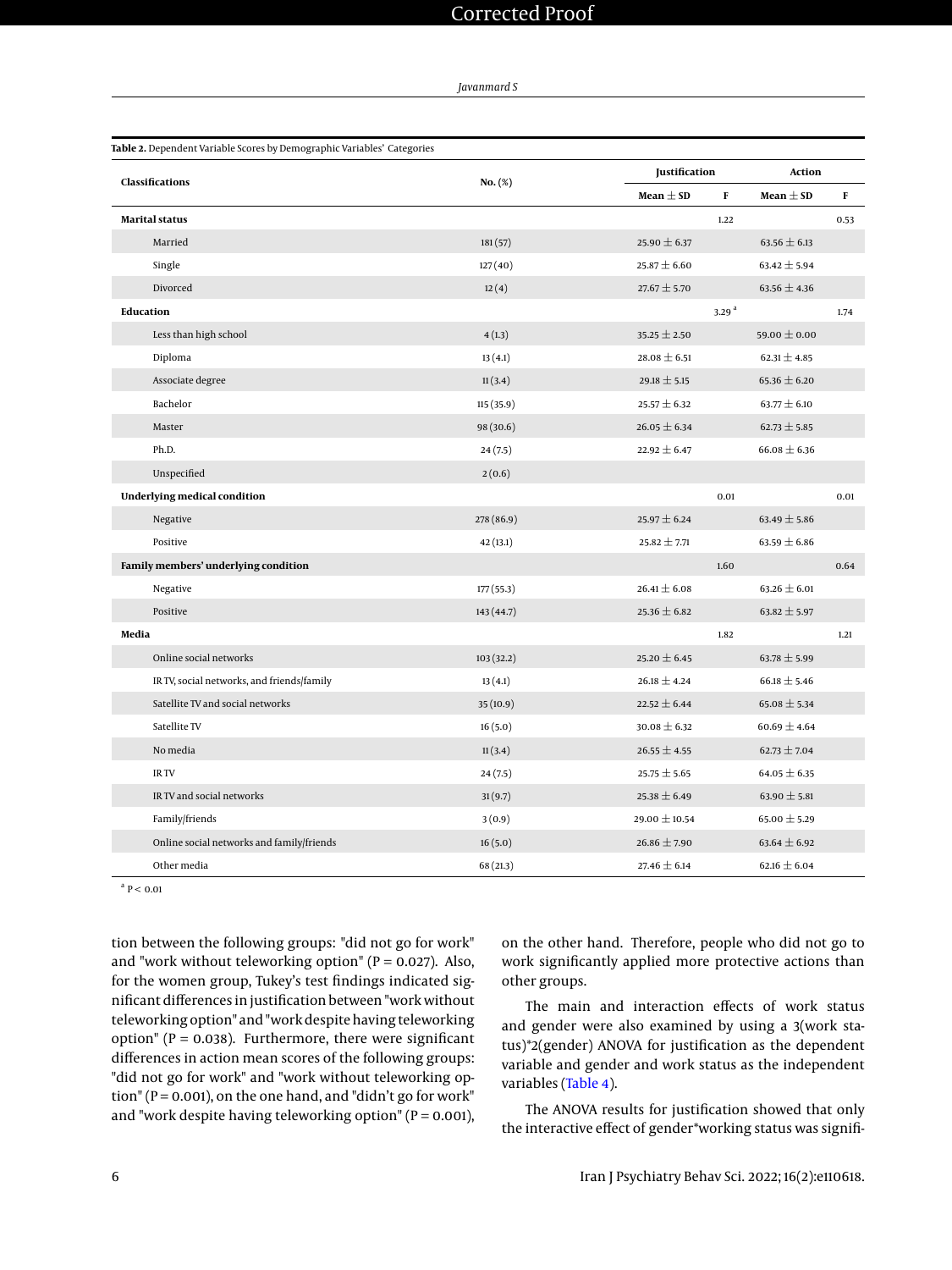**Table 2.** Dependent Variable Scores by Demographic Variables' Categories

| Classifications | No. (%) | Justification | | Action | |
|---|---|---|---|---|---|
| | | Mean ± SD | F | Mean ± SD | F |
| **Marital status** | | | 1.22 | | 0.53 |
| Married | 181 (57) | 25.90 ± 6.37 | | 63.56 ± 6.13 | |
| Single | 127 (40) | 25.87 ± 6.60 | | 63.42 ± 5.94 | |
| Divorced | 12 (4) | 27.67 ± 5.70 | | 63.56 ± 4.36 | |
| **Education** | | | 3.29 [a] | | 1.74 |
| Less than high school | 4 (1.3) | 35.25 ± 2.50 | | 59.00 ± 0.00 | |
| Diploma | 13 (4.1) | 28.08 ± 6.51 | | 62.31 ± 4.85 | |
| Associate degree | 11 (3.4) | 29.18 ± 5.15 | | 65.36 ± 6.20 | |
| Bachelor | 115 (35.9) | 25.57 ± 6.32 | | 63.77 ± 6.10 | |
| Master | 98 (30.6) | 26.05 ± 6.34 | | 62.73 ± 5.85 | |
| Ph.D. | 24 (7.5) | 22.92 ± 6.47 | | 66.08 ± 6.36 | |
| Unspecified | 2 (0.6) | | | | |
| **Underlying medical condition** | | | 0.01 | | 0.01 |
| Negative | 278 (86.9) | 25.97 ± 6.24 | | 63.49 ± 5.86 | |
| Positive | 42 (13.1) | 25.82 ± 7.71 | | 63.59 ± 6.86 | |
| **Family members' underlying condition** | | | 1.60 | | 0.64 |
| Negative | 177 (55.3) | 26.41 ± 6.08 | | 63.26 ± 6.01 | |
| Positive | 143 (44.7) | 25.36 ± 6.82 | | 63.82 ± 5.97 | |
| **Media** | | | 1.82 | | 1.21 |
| Online social networks | 103 (32.2) | 25.20 ± 6.45 | | 63.78 ± 5.99 | |
| IR TV, social networks, and friends/family | 13 (4.1) | 26.18 ± 4.24 | | 66.18 ± 5.46 | |
| Satellite TV and social networks | 35 (10.9) | 22.52 ± 6.44 | | 65.08 ± 5.34 | |
| Satellite TV | 16 (5.0) | 30.08 ± 6.32 | | 60.69 ± 4.64 | |
| No media | 11 (3.4) | 26.55 ± 4.55 | | 62.73 ± 7.04 | |
| IR TV | 24 (7.5) | 25.75 ± 5.65 | | 64.05 ± 6.35 | |
| IR TV and social networks | 31 (9.7) | 25.38 ± 6.49 | | 63.90 ± 5.81 | |
| Family/friends | 3 (0.9) | 29.00 ± 10.54 | | 65.00 ± 5.29 | |
| Online social networks and family/friends | 16 (5.0) | 26.86 ± 7.90 | | 63.64 ± 6.92 | |
| Other media | 68 (21.3) | 27.46 ± 6.14 | | 62.16 ± 6.04 | |

[a] $P < 0.01$

tion between the following groups: "did not go for work" and "work without teleworking option" ($P = 0.027$). Also, for the women group, Tukey's test findings indicated significant differences in justification between "work without teleworking option" and "work despite having teleworking option" ($P = 0.038$). Furthermore, there were significant differences in action mean scores of the following groups: "did not go for work" and "work without teleworking option" ($P = 0.001$), on the one hand, and "didn't go for work" and "work despite having teleworking option" ($P = 0.001$), on the other hand. Therefore, people who did not go to work significantly applied more protective actions than other groups.

The main and interaction effects of work status and gender were also examined by using a 3(work status)*2(gender) ANOVA for justification as the dependent variable and gender and work status as the independent variables (Table 4).

The ANOVA results for justification showed that only the interactive effect of gender*working status was signifi-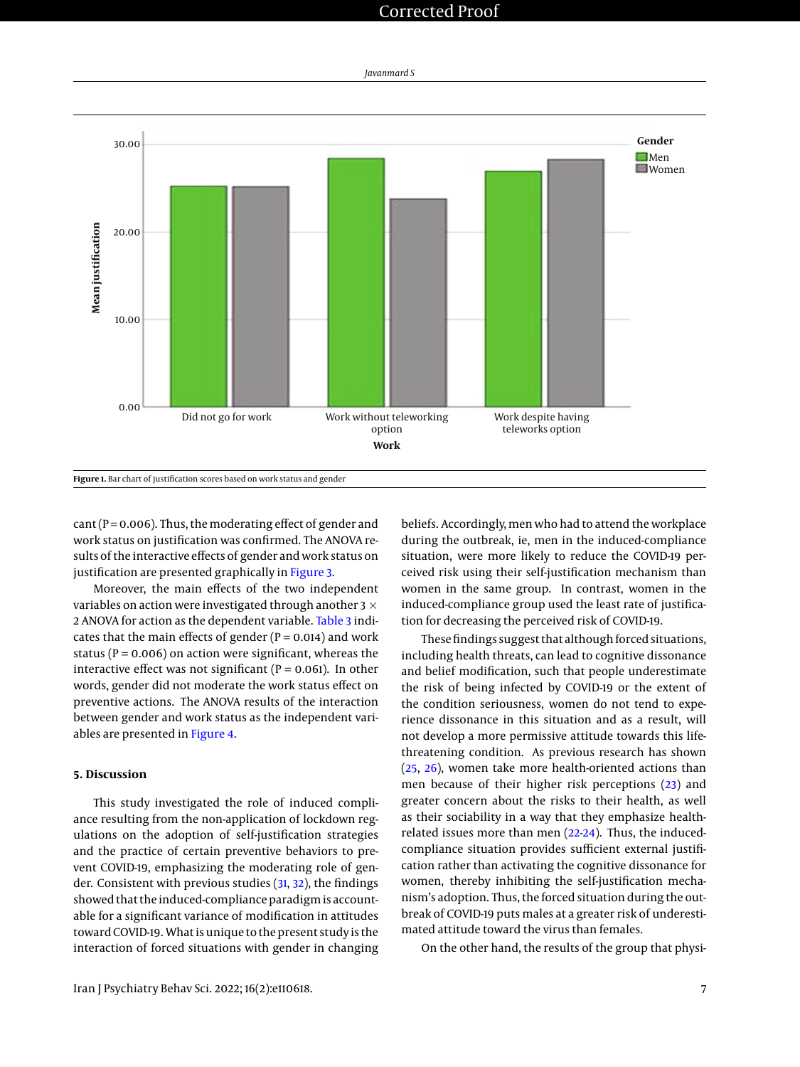Figure 1. Bar chart of justification scores based on work status and gender

cant (P = 0.006). Thus, the moderating effect of gender and work status on justification was confirmed. The ANOVA results of the interactive effects of gender and work status on justification are presented graphically in Figure 3.

Moreover, the main effects of the two independent variables on action were investigated through another 3 × 2 ANOVA for action as the dependent variable. Table 3 indicates that the main effects of gender (P = 0.014) and work status (P = 0.006) on action were significant, whereas the interactive effect was not significant (P = 0.061). In other words, gender did not moderate the work status effect on preventive actions. The ANOVA results of the interaction between gender and work status as the independent variables are presented in Figure 4.

## 5. Discussion

This study investigated the role of induced compliance resulting from the non-application of lockdown regulations on the adoption of self-justification strategies and the practice of certain preventive behaviors to prevent COVID-19, emphasizing the moderating role of gender. Consistent with previous studies (31, 32), the findings showed that the induced-compliance paradigm is accountable for a significant variance of modification in attitudes toward COVID-19. What is unique to the present study is the interaction of forced situations with gender in changing beliefs. Accordingly, men who had to attend the workplace during the outbreak, ie, men in the induced-compliance situation, were more likely to reduce the COVID-19 perceived risk using their self-justification mechanism than women in the same group. In contrast, women in the induced-compliance group used the least rate of justification for decreasing the perceived risk of COVID-19.

These findings suggest that although forced situations, including health threats, can lead to cognitive dissonance and belief modification, such that people underestimate the risk of being infected by COVID-19 or the extent of the condition seriousness, women do not tend to experience dissonance in this situation and as a result, will not develop a more permissive attitude towards this life-threatening condition. As previous research has shown (25, 26), women take more health-oriented actions than men because of their higher risk perceptions (23) and greater concern about the risks to their health, as well as their sociability in a way that they emphasize health-related issues more than men (22-24). Thus, the induced-compliance situation provides sufficient external justification rather than activating the cognitive dissonance for women, thereby inhibiting the self-justification mechanism's adoption. Thus, the forced situation during the outbreak of COVID-19 puts males at a greater risk of underestimated attitude toward the virus than females.

On the other hand, the results of the group that physi-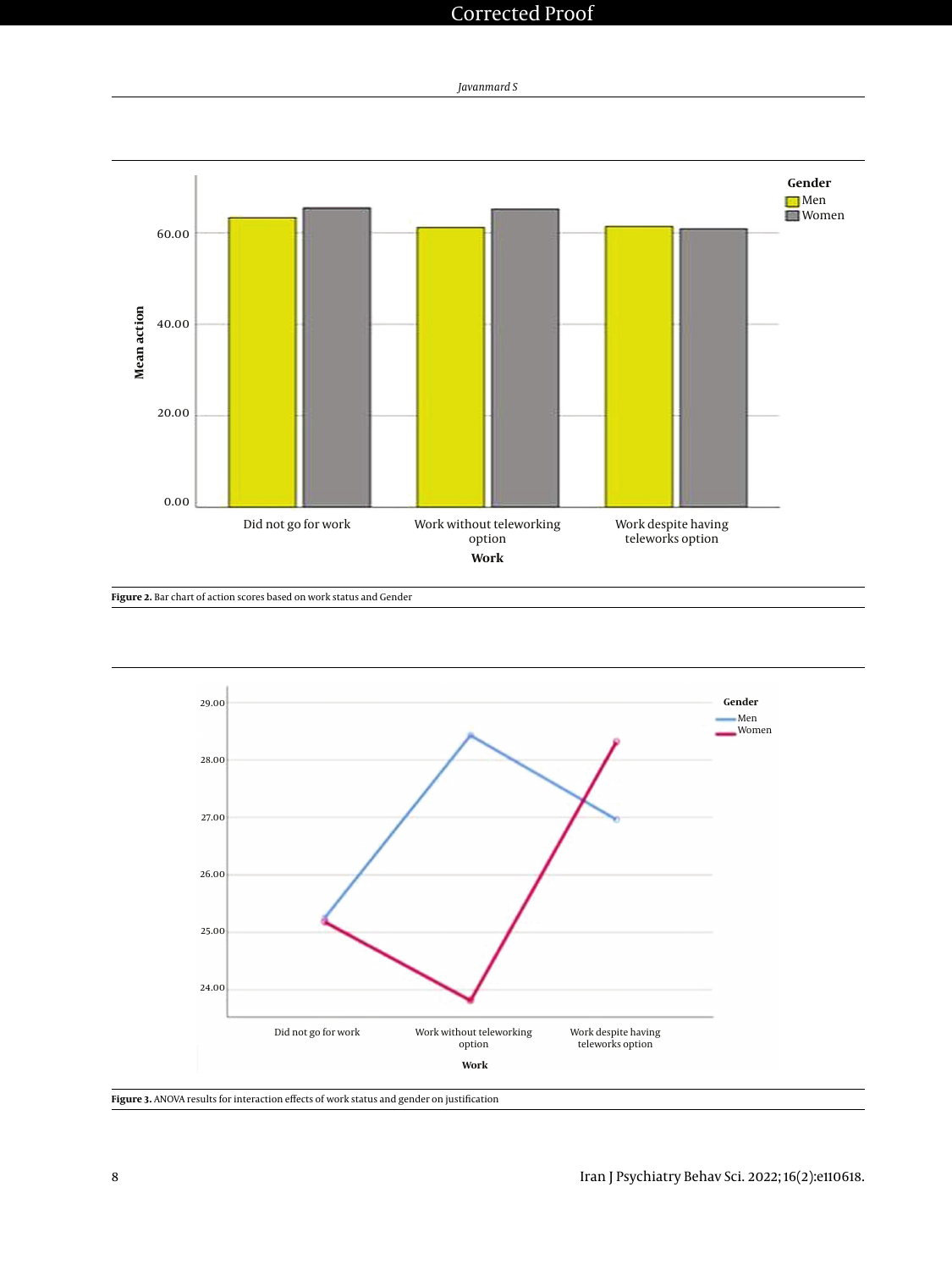Figure 2. Bar chart of action scores based on work status and Gender

Figure 3. ANOVA results for interaction effects of work status and gender on justification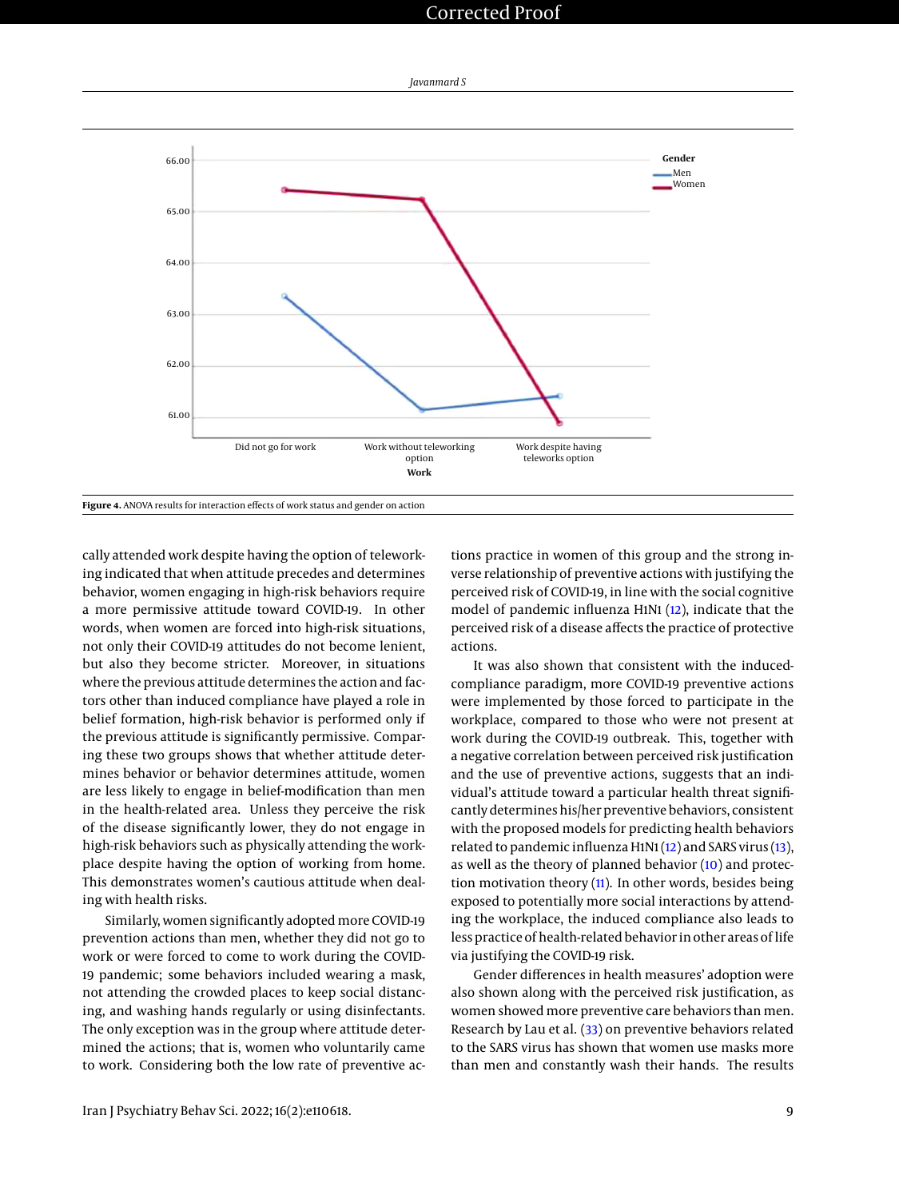**Figure 4.** ANOVA results for interaction effects of work status and gender on action

cally attended work despite having the option of teleworking indicated that when attitude precedes and determines behavior, women engaging in high-risk behaviors require a more permissive attitude toward COVID-19. In other words, when women are forced into high-risk situations, not only their COVID-19 attitudes do not become lenient, but also they become stricter. Moreover, in situations where the previous attitude determines the action and factors other than induced compliance have played a role in belief formation, high-risk behavior is performed only if the previous attitude is significantly permissive. Comparing these two groups shows that whether attitude determines behavior or behavior determines attitude, women are less likely to engage in belief-modification than men in the health-related area. Unless they perceive the risk of the disease significantly lower, they do not engage in high-risk behaviors such as physically attending the workplace despite having the option of working from home. This demonstrates women's cautious attitude when dealing with health risks.

Similarly, women significantly adopted more COVID-19 prevention actions than men, whether they did not go to work or were forced to come to work during the COVID-19 pandemic; some behaviors included wearing a mask, not attending the crowded places to keep social distancing, and washing hands regularly or using disinfectants. The only exception was in the group where attitude determined the actions; that is, women who voluntarily came to work. Considering both the low rate of preventive actions practice in women of this group and the strong inverse relationship of preventive actions with justifying the perceived risk of COVID-19, in line with the social cognitive model of pandemic influenza H1N1 (12), indicate that the perceived risk of a disease affects the practice of protective actions.

It was also shown that consistent with the induced-compliance paradigm, more COVID-19 preventive actions were implemented by those forced to participate in the workplace, compared to those who were not present at work during the COVID-19 outbreak. This, together with a negative correlation between perceived risk justification and the use of preventive actions, suggests that an individual's attitude toward a particular health threat significantly determines his/her preventive behaviors, consistent with the proposed models for predicting health behaviors related to pandemic influenza H1N1 (12) and SARS virus (13), as well as the theory of planned behavior (10) and protection motivation theory (11). In other words, besides being exposed to potentially more social interactions by attending the workplace, the induced compliance also leads to less practice of health-related behavior in other areas of life via justifying the COVID-19 risk.

Gender differences in health measures' adoption were also shown along with the perceived risk justification, as women showed more preventive care behaviors than men. Research by Lau et al. (33) on preventive behaviors related to the SARS virus has shown that women use masks more than men and constantly wash their hands. The results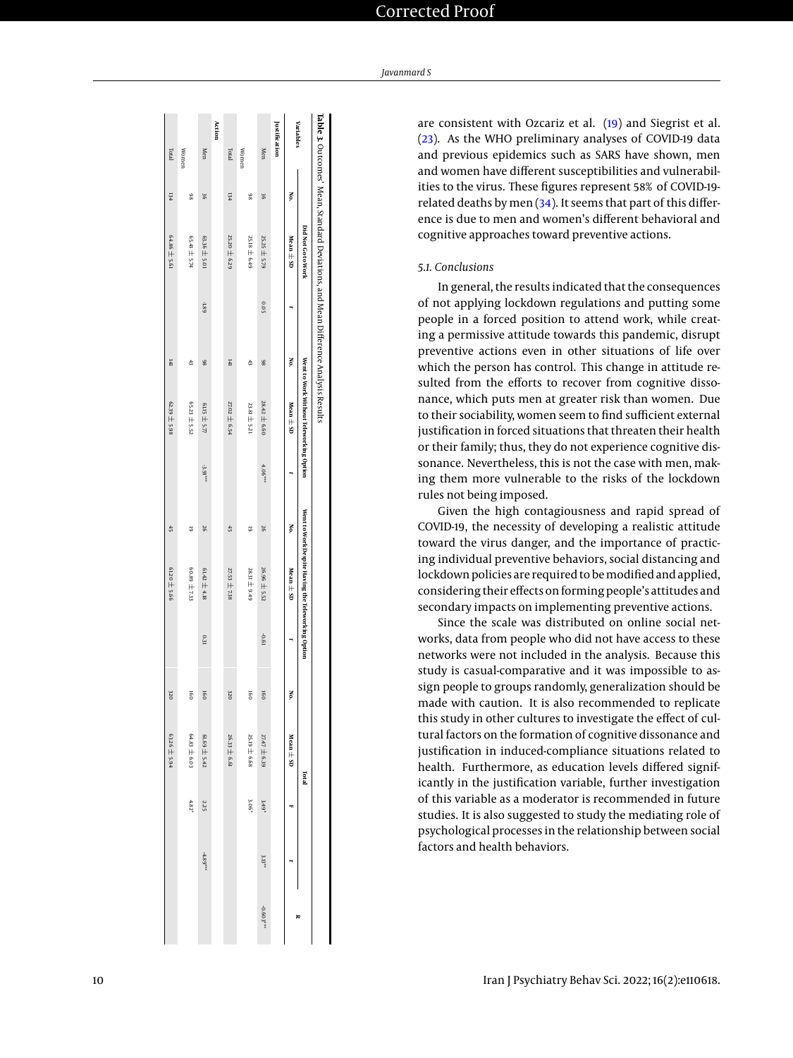**Table 3.** Outcomes' Mean, Standard Deviations, and Mean Difference Analysis Results

| Variables | Did Not Go to Work | | | Went to Work Without Teleworking Option | | | Went to Work Despite Having the Teleworking Option | | | Total | | | | |
|---|---|---|---|---|---|---|---|---|---|---|---|---|---|---|
| | No. | Mean ± SD | t | No. | Mean ± SD | t | No. | Mean ± SD | t | No. | Mean ± SD | F | t | R |
| **Justification** | | | | | | | | | | | | | | |
| Men | 36 | 25.25 ± 5.79 | 0.05 | 98 | 28.42 ± 6.60 | 4.06*** | 26 | 26.96 ± 5.52 | -0.61 | 160 | 27.47 ± 6.39 | 3.49* | 3.11** | -0.603*** |
| Women | 98 | 25.18 ± 6.49 | | 43 | 23.81 ± 5.21 | | 19 | 28.31 ± 9.49 | | 160 | 25.19 ± 6.68 | 3.06* | | |
| Total | 134 | 25.20 ± 6.29 | | 141 | 27.02 ± 6.54 | | 45 | 27.53 ± 7.38 | | 320 | 26.33 ± 6.61 | | | |
| **Action** | | | | | | | | | | | | | | |
| Men | 36 | 63.36 ± 5.01 | -1.89 | 98 | 61.15 ± 5.77 | -3.91*** | 26 | 61.42 ± 4.18 | 0.31 | 160 | 61.69 ± 5.42 | 2.25 | -4.89*** | |
| Women | 98 | 65.41 ± 5.74 | | 43 | 65.23 ± 5.52 | | 19 | 60.89 ± 7.33 | | 160 | 64.83 ± 6.03 | 4.82* | | |
| Total | 134 | 64.86 ± 5.61 | | 141 | 62.39 ± 5.98 | | 45 | 61.20 ± 5.66 | | 320 | 63.26 ± 5.94 | | | |

are consistent with Ozcariz et al. (19) and Siegrist et al. (23). As the WHO preliminary analyses of COVID-19 data and previous epidemics such as SARS have shown, men and women have different susceptibilities and vulnerabilities to the virus. These figures represent 58% of COVID-19-related deaths by men (34). It seems that part of this difference is due to men and women's different behavioral and cognitive approaches toward preventive actions.

### 5.1. Conclusions

In general, the results indicated that the consequences of not applying lockdown regulations and putting some people in a forced position to attend work, while creating a permissive attitude towards this pandemic, disrupt preventive actions even in other situations of life over which the person has control. This change in attitude resulted from the efforts to recover from cognitive dissonance, which puts men at greater risk than women. Due to their sociability, women seem to find sufficient external justification in forced situations that threaten their health or their family; thus, they do not experience cognitive dissonance. Nevertheless, this is not the case with men, making them more vulnerable to the risks of the lockdown rules not being imposed.

Given the high contagiousness and rapid spread of COVID-19, the necessity of developing a realistic attitude toward the virus danger, and the importance of practicing individual preventive behaviors, social distancing and lockdown policies are required to be modified and applied, considering their effects on forming people's attitudes and secondary impacts on implementing preventive actions.

Since the scale was distributed on online social networks, data from people who did not have access to these networks were not included in the analysis. Because this study is casual-comparative and it was impossible to assign people to groups randomly, generalization should be made with caution. It is also recommended to replicate this study in other cultures to investigate the effect of cultural factors on the formation of cognitive dissonance and justification in induced-compliance situations related to health. Furthermore, as education levels differed significantly in the justification variable, further investigation of this variable as a moderator is recommended in future studies. It is also suggested to study the mediating role of psychological processes in the relationship between social factors and health behaviors.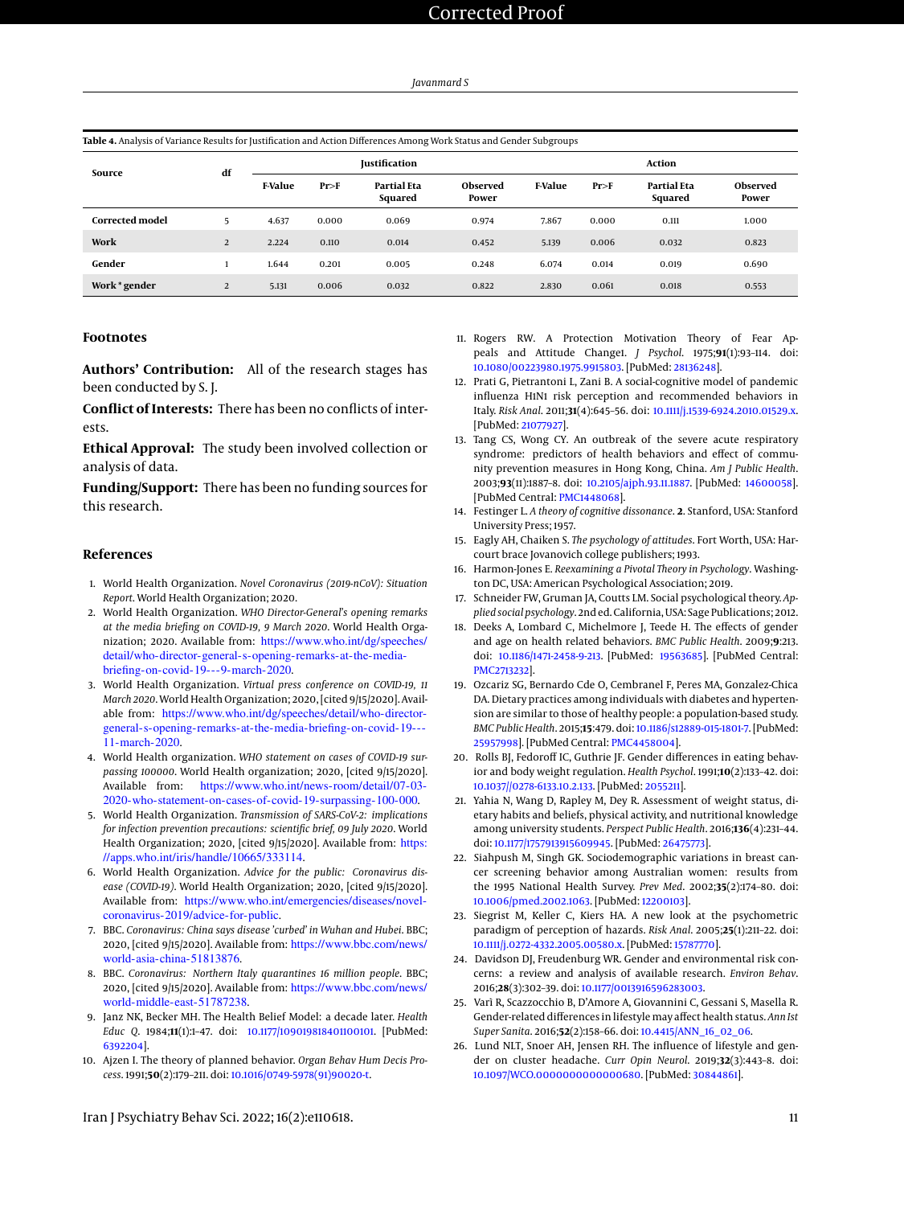**Table 4.** Analysis of Variance Results for Justification and Action Differences Among Work Status and Gender Subgroups

| Source | df | Justification | | | | Action | | | |
|---|---|---|---|---|---|---|---|---|---|
| | | F-Value | Pr>F | Partial Eta Squared | Observed Power | F-Value | Pr>F | Partial Eta Squared | Observed Power |
| **Corrected model** | 5 | 4.637 | 0.000 | 0.069 | 0.974 | 7.867 | 0.000 | 0.111 | 1.000 |
| **Work** | 2 | 2.224 | 0.110 | 0.014 | 0.452 | 5.139 | 0.006 | 0.032 | 0.823 |
| **Gender** | 1 | 1.644 | 0.201 | 0.005 | 0.248 | 6.074 | 0.014 | 0.019 | 0.690 |
| **Work * gender** | 2 | 5.131 | 0.006 | 0.032 | 0.822 | 2.830 | 0.061 | 0.018 | 0.553 |

## Footnotes

**Authors' Contribution:** All of the research stages has been conducted by S. J.

**Conflict of Interests:** There has been no conflicts of interests.

**Ethical Approval:** The study been involved collection or analysis of data.

**Funding/Support:** There has been no funding sources for this research.

## References

1. World Health Organization. *Novel Coronavirus (2019-nCoV): Situation Report*. World Health Organization; 2020.
2. World Health Organization. *WHO Director-General's opening remarks at the media briefing on COVID-19, 9 March 2020*. World Health Organization; 2020. Available from: https://www.who.int/dg/speeches/detail/who-director-general-s-opening-remarks-at-the-media-briefing-on-covid-19---9-march-2020.
3. World Health Organization. *Virtual press conference on COVID-19, 11 March 2020*. World Health Organization; 2020, [cited 9/15/2020]. Available from: https://www.who.int/dg/speeches/detail/who-director-general-s-opening-remarks-at-the-media-briefing-on-covid-19---11-march-2020.
4. World Health organization. *WHO statement on cases of COVID-19 surpassing 100000*. World Health organization; 2020, [cited 9/15/2020]. Available from: https://www.who.int/news-room/detail/07-03-2020-who-statement-on-cases-of-covid-19-surpassing-100-000.
5. World Health Organization. *Transmission of SARS-CoV-2: implications for infection prevention precautions: scientific brief, 09 July 2020*. World Health Organization; 2020, [cited 9/15/2020]. Available from: https://apps.who.int/iris/handle/10665/333114.
6. World Health Organization. *Advice for the public: Coronavirus disease (COVID-19)*. World Health Organization; 2020, [cited 9/15/2020]. Available from: https://www.who.int/emergencies/diseases/novel-coronavirus-2019/advice-for-public.
7. BBC. *Coronavirus: China says disease 'curbed' in Wuhan and Hubei*. BBC; 2020, [cited 9/15/2020]. Available from: https://www.bbc.com/news/world-asia-china-51813876.
8. BBC. *Coronavirus: Northern Italy quarantines 16 million people*. BBC; 2020, [cited 9/15/2020]. Available from: https://www.bbc.com/news/world-middle-east-51787238.
9. Janz NK, Becker MH. The Health Belief Model: a decade later. *Health Educ Q*. 1984;**11**(1):1–47. doi: 10.1177/109019818401100101. [PubMed: 6392204].
10. Ajzen I. The theory of planned behavior. *Organ Behav Hum Decis Process*. 1991;**50**(2):179–211. doi: 10.1016/0749-5978(91)90020-t.
11. Rogers RW. A Protection Motivation Theory of Fear Appeals and Attitude Change1. *J Psychol*. 1975;**91**(1):93–114. doi: 10.1080/00223980.1975.9915803. [PubMed: 28136248].
12. Prati G, Pietrantoni L, Zani B. A social-cognitive model of pandemic influenza H1N1 risk perception and recommended behaviors in Italy. *Risk Anal*. 2011;**31**(4):645–56. doi: 10.1111/j.1539-6924.2010.01529.x. [PubMed: 21077927].
13. Tang CS, Wong CY. An outbreak of the severe acute respiratory syndrome: predictors of health behaviors and effect of community prevention measures in Hong Kong, China. *Am J Public Health*. 2003;**93**(11):1887–8. doi: 10.2105/ajph.93.11.1887. [PubMed: 14600058]. [PubMed Central: PMC1448068].
14. Festinger L. *A theory of cognitive dissonance*. **2**. Stanford, USA: Stanford University Press; 1957.
15. Eagly AH, Chaiken S. *The psychology of attitudes*. Fort Worth, USA: Harcourt brace Jovanovich college publishers; 1993.
16. Harmon-Jones E. *Reexamining a Pivotal Theory in Psychology*. Washington DC, USA: American Psychological Association; 2019.
17. Schneider FW, Gruman JA, Coutts LM. Social psychological theory. *Applied social psychology*. 2nd ed. California, USA: Sage Publications; 2012.
18. Deeks A, Lombard C, Michelmore J, Teede H. The effects of gender and age on health related behaviors. *BMC Public Health*. 2009;**9**:213. doi: 10.1186/1471-2458-9-213. [PubMed: 19563685]. [PubMed Central: PMC2713232].
19. Ozcariz SG, Bernardo Cde O, Cembranel F, Peres MA, Gonzalez-Chica DA. Dietary practices among individuals with diabetes and hypertension are similar to those of healthy people: a population-based study. *BMC Public Health*. 2015;**15**:479. doi: 10.1186/s12889-015-1801-7. [PubMed: 25957998]. [PubMed Central: PMC4458004].
20. Rolls BJ, Fedoroff IC, Guthrie JF. Gender differences in eating behavior and body weight regulation. *Health Psychol*. 1991;**10**(2):133–42. doi: 10.1037//0278-6133.10.2.133. [PubMed: 2055211].
21. Yahia N, Wang D, Rapley M, Dey R. Assessment of weight status, dietary habits and beliefs, physical activity, and nutritional knowledge among university students. *Perspect Public Health*. 2016;**136**(4):231–44. doi: 10.1177/1757913915609945. [PubMed: 26475773].
22. Siahpush M, Singh GK. Sociodemographic variations in breast cancer screening behavior among Australian women: results from the 1995 National Health Survey. *Prev Med*. 2002;**35**(2):174–80. doi: 10.1006/pmed.2002.1063. [PubMed: 12200103].
23. Siegrist M, Keller C, Kiers HA. A new look at the psychometric paradigm of perception of hazards. *Risk Anal*. 2005;**25**(1):211–22. doi: 10.1111/j.0272-4332.2005.00580.x. [PubMed: 15787770].
24. Davidson DJ, Freudenburg WR. Gender and environmental risk concerns: a review and analysis of available research. *Environ Behav*. 2016;**28**(3):302–39. doi: 10.1177/0013916596283003.
25. Varì R, Scazzocchio B, D'Amore A, Giovannini C, Gessani S, Masella R. Gender-related differences in lifestyle may affect health status. *Ann Ist Super Sanita*. 2016;**52**(2):158–66. doi: 10.4415/ANN_16_02_06.
26. Lund NLT, Snoer AH, Jensen RH. The influence of lifestyle and gender on cluster headache. *Curr Opin Neurol*. 2019;**32**(3):443–8. doi: 10.1097/WCO.0000000000000680. [PubMed: 30844861].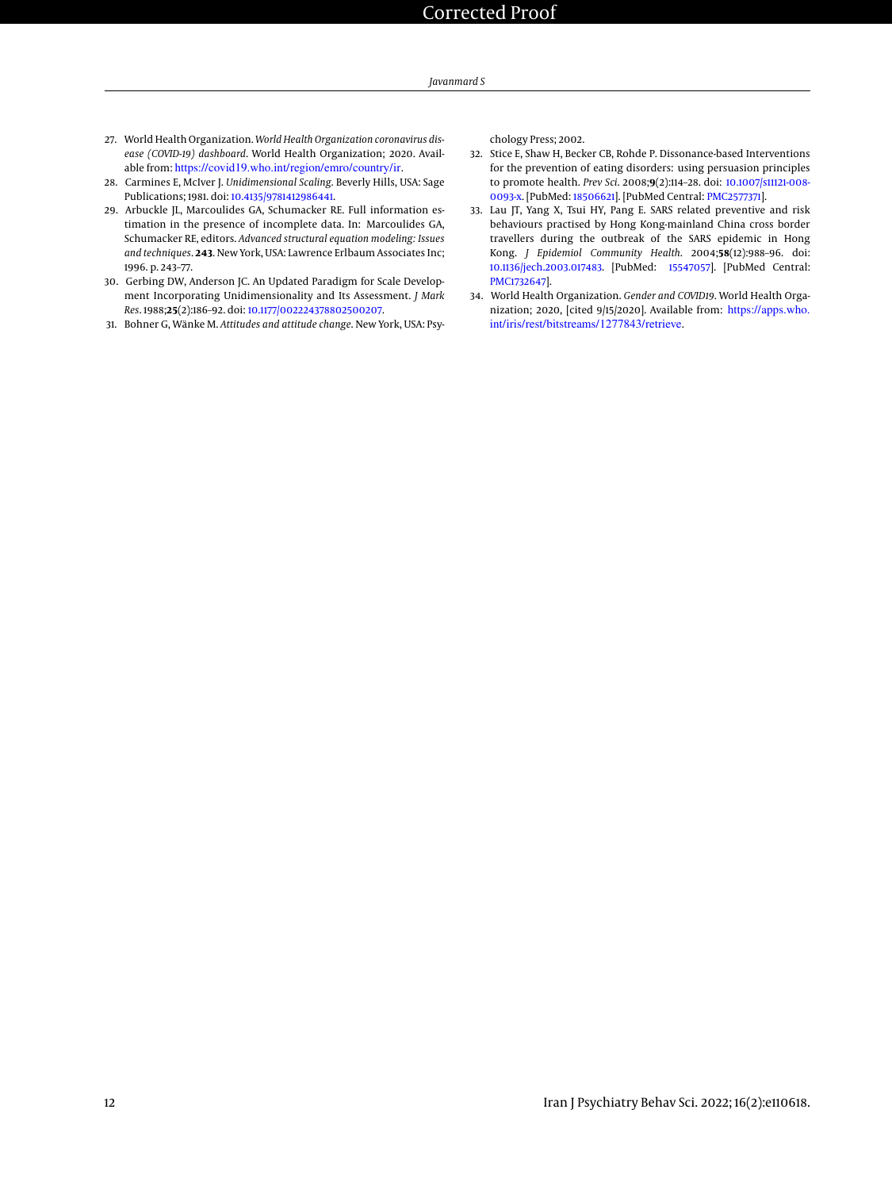27. World Health Organization. *World Health Organization coronavirus disease (COVID-19) dashboard*. World Health Organization; 2020. Available from: https://covid19.who.int/region/emro/country/ir.
28. Carmines E, McIver J. *Unidimensional Scaling*. Beverly Hills, USA: Sage Publications; 1981. doi: 10.4135/9781412986441.
29. Arbuckle JL, Marcoulides GA, Schumacker RE. Full information estimation in the presence of incomplete data. In: Marcoulides GA, Schumacker RE, editors. *Advanced structural equation modeling: Issues and techniques*. **243**. New York, USA: Lawrence Erlbaum Associates Inc; 1996. p. 243–77.
30. Gerbing DW, Anderson JC. An Updated Paradigm for Scale Development Incorporating Unidimensionality and Its Assessment. *J Mark Res*. 1988;**25**(2):186–92. doi: 10.1177/002224378802500207.
31. Bohner G, Wänke M. *Attitudes and attitude change*. New York, USA: Psychology Press; 2002.
32. Stice E, Shaw H, Becker CB, Rohde P. Dissonance-based Interventions for the prevention of eating disorders: using persuasion principles to promote health. *Prev Sci*. 2008;**9**(2):114–28. doi: 10.1007/s11121-008-0093-x. [PubMed: 18506621]. [PubMed Central: PMC2577371].
33. Lau JT, Yang X, Tsui HY, Pang E. SARS related preventive and risk behaviours practised by Hong Kong-mainland China cross border travellers during the outbreak of the SARS epidemic in Hong Kong. *J Epidemiol Community Health*. 2004;**58**(12):988–96. doi: 10.1136/jech.2003.017483. [PubMed: 15547057]. [PubMed Central: PMC1732647].
34. World Health Organization. *Gender and COVID19*. World Health Organization; 2020, [cited 9/15/2020]. Available from: https://apps.who.int/iris/rest/bitstreams/1277843/retrieve.